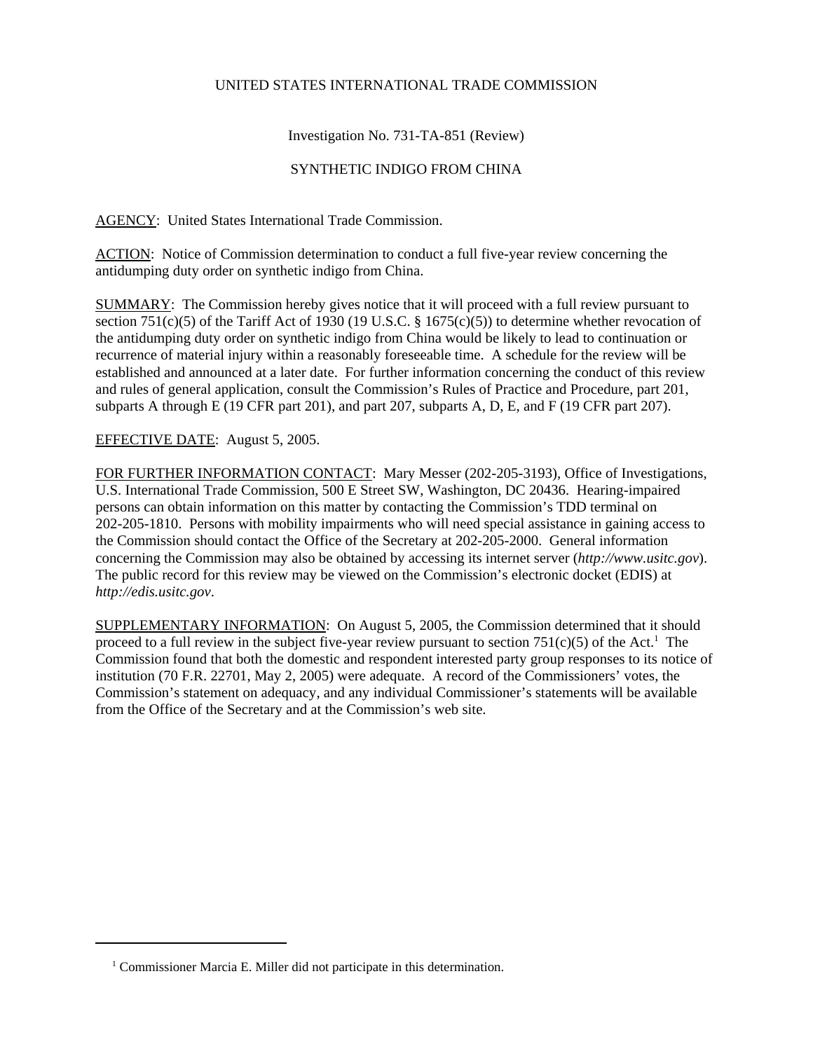UNITED STATES INTERNATIONAL TRADE COMMISSION

Investigation No. 731-TA-851 (Review)

SYNTHETIC INDIGO FROM CHINA

AGENCY: United States International Trade Commission.

ACTION: Notice of Commission determination to conduct a full five-year review concerning the antidumping duty order on synthetic indigo from China.

SUMMARY: The Commission hereby gives notice that it will proceed with a full review pursuant to section 751(c)(5) of the Tariff Act of 1930 (19 U.S.C. § 1675(c)(5)) to determine whether revocation of the antidumping duty order on synthetic indigo from China would be likely to lead to continuation or recurrence of material injury within a reasonably foreseeable time. A schedule for the review will be established and announced at a later date. For further information concerning the conduct of this review and rules of general application, consult the Commission's Rules of Practice and Procedure, part 201, subparts A through E (19 CFR part 201), and part 207, subparts A, D, E, and F (19 CFR part 207).

EFFECTIVE DATE: August 5, 2005.

FOR FURTHER INFORMATION CONTACT: Mary Messer (202-205-3193), Office of Investigations, U.S. International Trade Commission, 500 E Street SW, Washington, DC 20436. Hearing-impaired persons can obtain information on this matter by contacting the Commission's TDD terminal on 202-205-1810. Persons with mobility impairments who will need special assistance in gaining access to the Commission should contact the Office of the Secretary at 202-205-2000. General information concerning the Commission may also be obtained by accessing its internet server (*http://www.usitc.gov*). The public record for this review may be viewed on the Commission's electronic docket (EDIS) at *http://edis.usitc.gov*.

SUPPLEMENTARY INFORMATION: On August 5, 2005, the Commission determined that it should proceed to a full review in the subject five-year review pursuant to section 751(c)(5) of the Act.[1] The Commission found that both the domestic and respondent interested party group responses to its notice of institution (70 F.R. 22701, May 2, 2005) were adequate. A record of the Commissioners' votes, the Commission's statement on adequacy, and any individual Commissioner's statements will be available from the Office of the Secretary and at the Commission's web site.

---

[1] Commissioner Marcia E. Miller did not participate in this determination.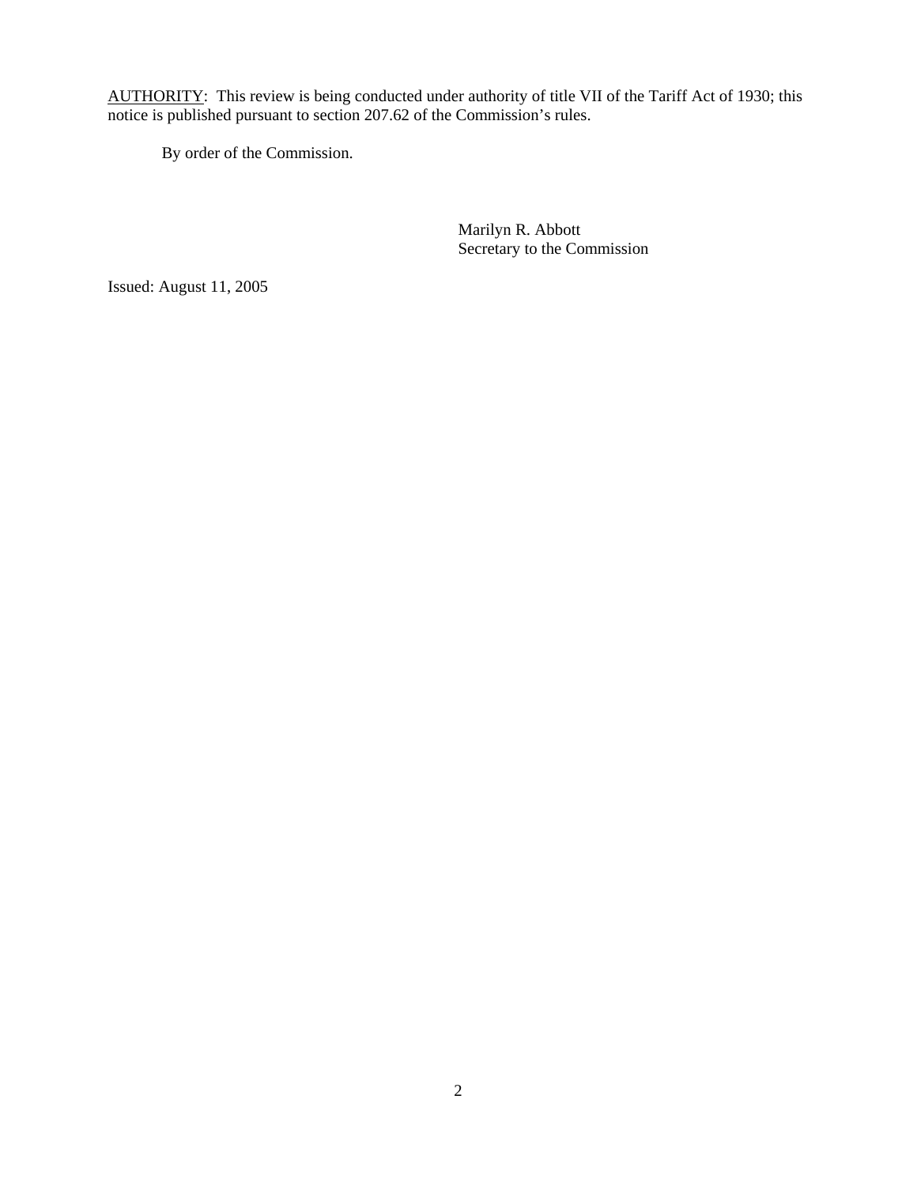<u>AUTHORITY</u>: This review is being conducted under authority of title VII of the Tariff Act of 1930; this notice is published pursuant to section 207.62 of the Commission's rules.

By order of the Commission.

Marilyn R. Abbott
Secretary to the Commission

Issued: August 11, 2005